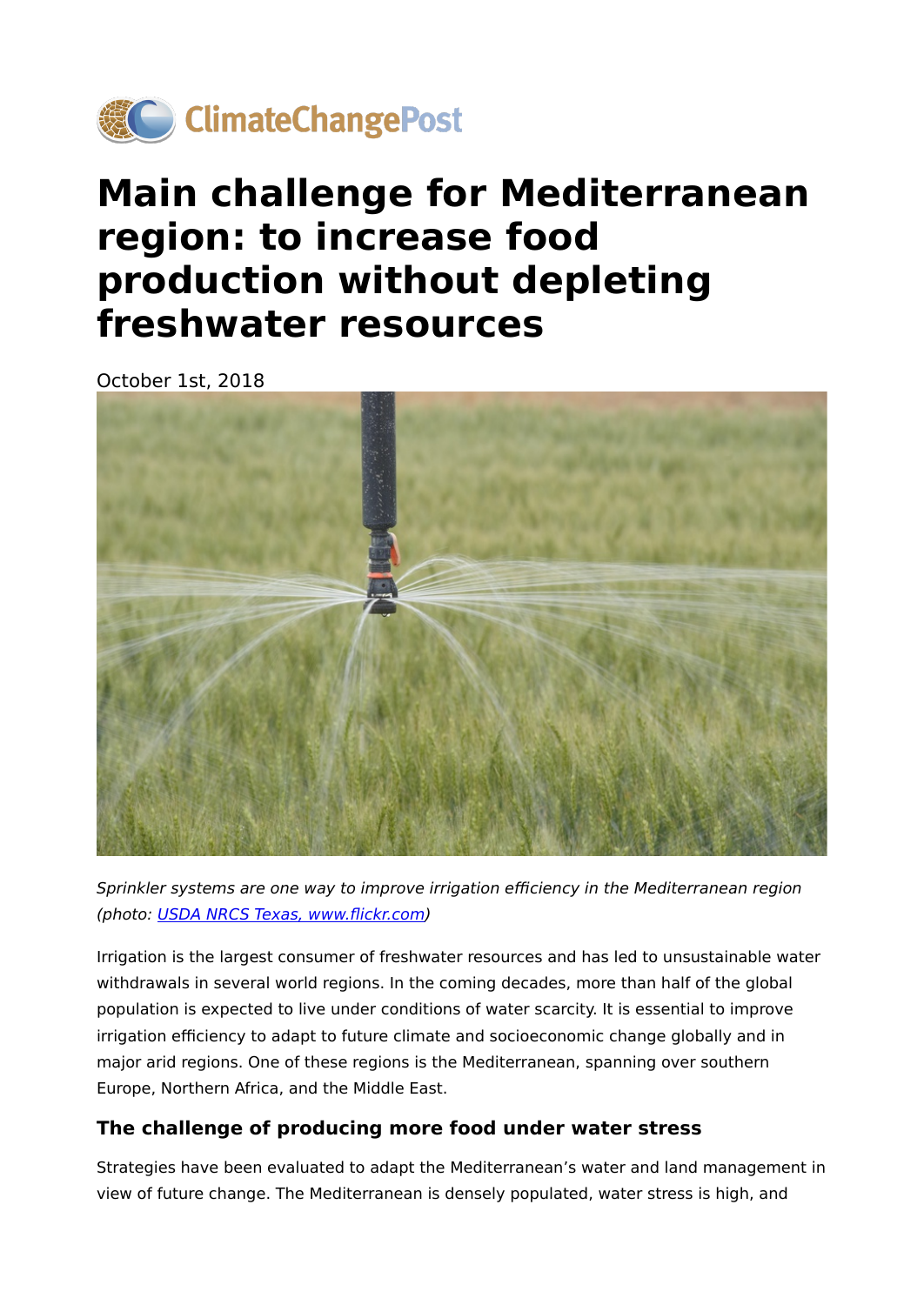ClimateChangePost

# Main challenge for Mediterranean region: to increase food production without depleting freshwater resources

October 1st, 2018

*Sprinkler systems are one way to improve irrigation efficiency in the Mediterranean region (photo: [USDA NRCS Texas, www.flickr.com](www.flickr.com))*

Irrigation is the largest consumer of freshwater resources and has led to unsustainable water withdrawals in several world regions. In the coming decades, more than half of the global population is expected to live under conditions of water scarcity. It is essential to improve irrigation efficiency to adapt to future climate and socioeconomic change globally and in major arid regions. One of these regions is the Mediterranean, spanning over southern Europe, Northern Africa, and the Middle East.

### The challenge of producing more food under water stress

Strategies have been evaluated to adapt the Mediterranean's water and land management in view of future change. The Mediterranean is densely populated, water stress is high, and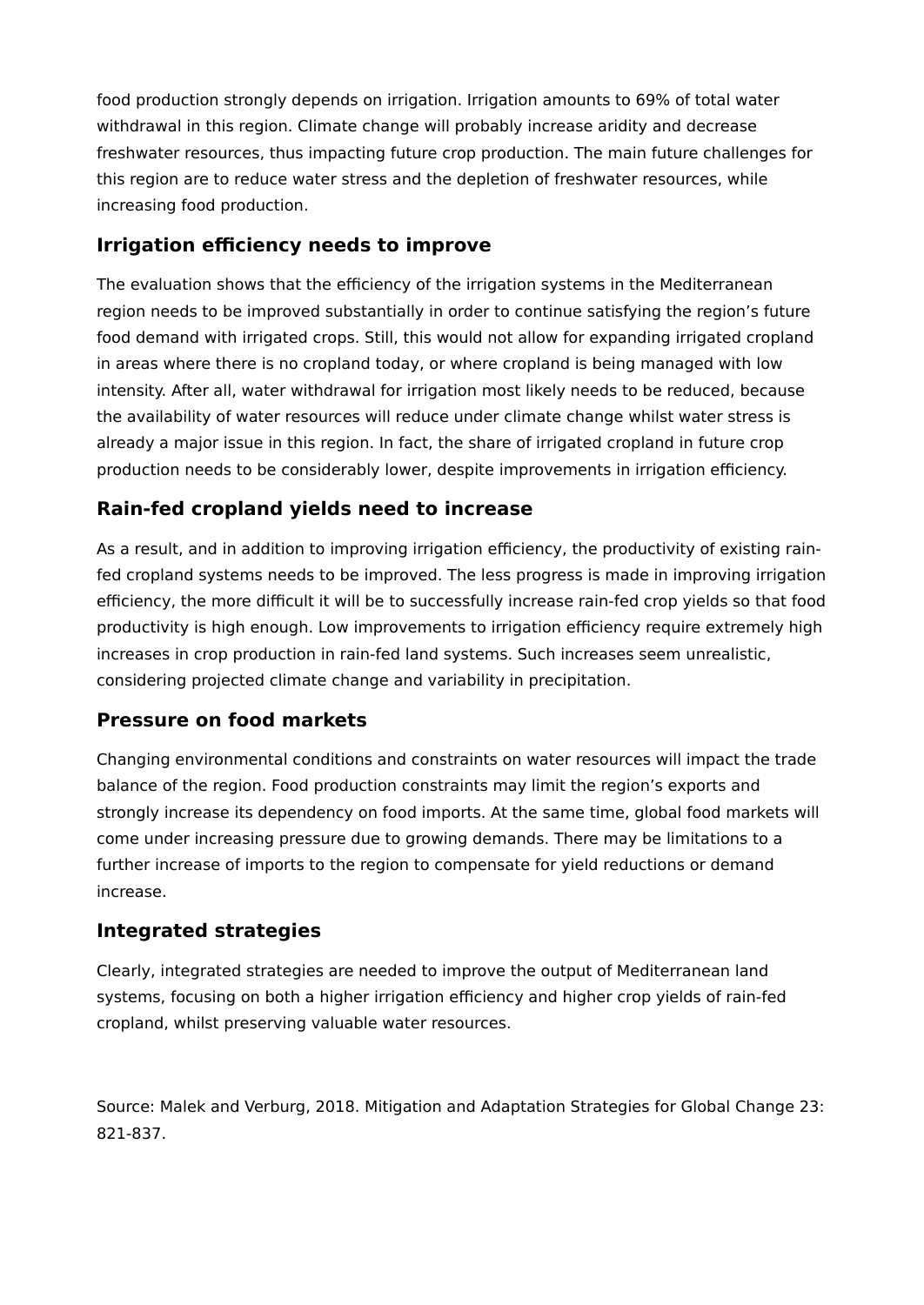food production strongly depends on irrigation. Irrigation amounts to 69% of total water withdrawal in this region. Climate change will probably increase aridity and decrease freshwater resources, thus impacting future crop production. The main future challenges for this region are to reduce water stress and the depletion of freshwater resources, while increasing food production.

## Irrigation efficiency needs to improve

The evaluation shows that the efficiency of the irrigation systems in the Mediterranean region needs to be improved substantially in order to continue satisfying the region's future food demand with irrigated crops. Still, this would not allow for expanding irrigated cropland in areas where there is no cropland today, or where cropland is being managed with low intensity. After all, water withdrawal for irrigation most likely needs to be reduced, because the availability of water resources will reduce under climate change whilst water stress is already a major issue in this region. In fact, the share of irrigated cropland in future crop production needs to be considerably lower, despite improvements in irrigation efficiency.

## Rain-fed cropland yields need to increase

As a result, and in addition to improving irrigation efficiency, the productivity of existing rain-fed cropland systems needs to be improved. The less progress is made in improving irrigation efficiency, the more difficult it will be to successfully increase rain-fed crop yields so that food productivity is high enough. Low improvements to irrigation efficiency require extremely high increases in crop production in rain-fed land systems. Such increases seem unrealistic, considering projected climate change and variability in precipitation.

## Pressure on food markets

Changing environmental conditions and constraints on water resources will impact the trade balance of the region. Food production constraints may limit the region's exports and strongly increase its dependency on food imports. At the same time, global food markets will come under increasing pressure due to growing demands. There may be limitations to a further increase of imports to the region to compensate for yield reductions or demand increase.

## Integrated strategies

Clearly, integrated strategies are needed to improve the output of Mediterranean land systems, focusing on both a higher irrigation efficiency and higher crop yields of rain-fed cropland, whilst preserving valuable water resources.

Source: Malek and Verburg, 2018. Mitigation and Adaptation Strategies for Global Change 23: 821-837.